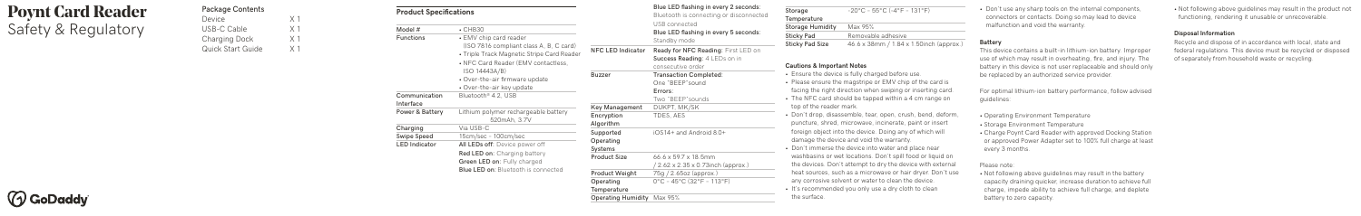# Poynt Card Reader
Safety & Regulatory

## Package Contents

| Item | Qty |
| --- | --- |
| Device | X 1 |
| USB-C Cable | X 1 |
| Charging Dock | X 1 |
| Quick Start Guide | X 1 |

GoDaddy

## Product Specifications

| | |
| --- | --- |
| Model # | • CHB30 |
| Functions | • EMV chip card reader (ISO 7816 compliant class A, B, C card)<br>• Triple Track Magnetic Stripe Card Reader<br>• NFC Card Reader (EMV contactless, ISO 14443A/B)<br>• Over-the-air firmware update<br>• Over-the-air key update |
| Communication Interface | Bluetooth® 4.2, USB |
| Power & Battery | Lithium polymer rechargeable battery 520mAh, 3.7V |
| Charging | Via USB-C |
| Swipe Speed | 15cm/sec - 100cm/sec |
| LED Indicator | All LEDs off: Device power off<br>Red LED on: Charging battery<br>Green LED on: Fully charged<br>Blue LED on: Bluetooth is connected<br>Blue LED flashing in every 2 seconds: Bluetooth is connecting or disconnected USB connected<br>Blue LED flashing in every 5 seconds: Standby mode |
| NFC LED Indicator | Ready for NFC Reading: First LED on<br>Success Reading: 4 LEDs on in consecutive order |
| Buzzer | Transaction Completed: One "BEEP" sound<br>Errors: Two "BEEP" sounds |
| Key Management | DUKPT, MK/SK |
| Encryption Algorithm | TDES, AES |
| Supported Operating Systems | iOS14+ and Android 8.0+ |
| Product Size | 66.6 x 59.7 x 18.5mm / 2.62 x 2.35 x 0.73inch (approx.) |
| Product Weight | 75g / 2.65oz (approx.) |
| Operating Temperature | 0°C ~ 45°C (32°F ~ 113°F) |
| Operating Humidity | Max 95% |
| Storage Temperature | -20°C ~ 55°C (-4°F ~ 131°F) |
| Storage Humidity | Max 95% |
| Sticky Pad | Removable adhesive |
| Sticky Pad Size | 46.6 x 38mm / 1.84 x 1.50inch (approx.) |

## Cautions & Important Notes

- Ensure the device is fully charged before use.
- Please ensure the magstripe or EMV chip of the card is facing the right direction when swiping or inserting card.
- The NFC card should be tapped within a 4 cm range on top of the reader mark.
- Don't drop, disassemble, tear, open, crush, bend, deform, puncture, shred, microwave, incinerate, paint or insert foreign object into the device. Doing any of which will damage the device and void the warranty.
- Don't immerse the device into water and place near washbasins or wet locations. Don't spill food or liquid on the devices. Don't attempt to dry the device with external heat sources, such as a microwave or hair dryer. Don't use any corrosive solvent or water to clean the device.
- It's recommended you only use a dry cloth to clean the surface.
- Don't use any sharp tools on the internal components, connectors or contacts. Doing so may lead to device malfunction and void the warranty.

### Battery

This device contains a built-in lithium-ion battery. Improper use of which may result in overheating, fire, and injury. The battery in this device is not user replaceable and should only be replaced by an authorized service provider.

For optimal lithium-ion battery performance, follow advised guidelines:

- Operating Environment Temperature
- Storage Environment Temperature
- Charge Poynt Card Reader with approved Docking Station or approved Power Adapter set to 100% full charge at least every 3 months

Please note:

- Not following above guidelines may result in the battery capacity draining quicker, increase duration to achieve full charge, impede ability to achieve full charge, and deplete battery to zero capacity.
- Not following above guidelines may result in the product not functioning, rendering it unusable or unrecoverable.

### Disposal Information

Recycle and dispose of in accordance with local, state and federal regulations. This device must be recycled or disposed of separately from household waste or recycling.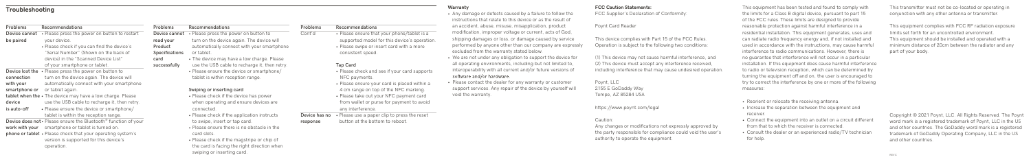## Troubleshooting

| Problems | Recommendations |
|---|---|
| Device cannot be paired | • Please press the power on button to restart your device.<br>• Please check if you can find the device's "Serial Number" (Shown on the back of device) in the "Scanned Device List" of your smartphone or tablet. |
| Device lost the connection with your smartphone or tablet when the device is auto-off | • Please press the power on button to turn on the device again. The device will automatically connect with your smartphone or tablet again.<br>• The device may have a low charge. Please use the USB cable to recharge it, then retry.<br>• Please ensure the device or smartphone/tablet is within the reception range. |
| Device does not work with your phone or tablet | • Please ensure the Bluetooth® function of your smartphone or tablet is turned on.<br>• Please check that your operating system's version is supported for this device's operation. |
| Device cannot read your Product Specifications card successfully | • Please press the power on button to turn on the device again. The device will automatically connect with your smartphone or tablet.<br>• The device may have a low charge. Please use the USB cable to recharge it, then retry.<br>• Please ensure the device or smartphone/tablet is within reception range.<br><br>**Swiping or inserting card**<br>• Please check if the device has power when operating and ensure devices are connected.<br>• Please check if the application instructs to swipe, insert or tap card.<br>• Please ensure there is no obstacle in the card slots.<br>• Please check if the magstripe or chip of the card is facing the right direction when swiping or inserting card. |
| Cont'd | • Please ensure that your phone/tablet is a supported model for this device's operation.<br>• Please swipe or insert card with a more consistent speed.<br><br>**Tap Card**<br>• Please check and see if your card supports NFC payments.<br>• Please ensure your card is placed within a 4 cm range on top of the NFC marking.<br>• Please take out your NFC payment card from wallet or purse for payment to avoid any interference. |
| Device has no response | • Please use a paper clip to press the reset button at the bottom to reboot. |

### Warranty

- Any damage or defects caused by a failure to follow the instructions that relate to this device or as the result of an accident, abuse, misuse, misapplication, product modification, improper voltage or current, acts of God, shipping damages or loss, or damage caused by service performed by anyone other than our company are expressly excluded from the warranty stated below.
- We are not under any obligation to support the device for all operating environments, including but not limited to, interoperability with all current and/or future versions of software and/or hardware.
- Please contact the dealer for any warranty or customer support services. Any repair of the device by yourself will void the warranty.

### FCC Caution Statements:

FCC Supplier's Declaration of Conformity:

Poynt Card Reader

This device complies with Part 15 of the FCC Rules. Operation is subject to the following two conditions:

(1) This device may not cause harmful interference, and (2) This device must accept any interference received, including interference that may cause undesired operation.

Poynt, LLC
2155 E GoDaddy Way
Tempe, AZ 85284 USA

https://www.poynt.com/legal

Caution:
Any changes or modifications not expressly approved by the party responsible for compliance could void the user's authority to operate the equipment.

This equipment has been tested and found to comply with the limits for a Class B digital device, pursuant to part 15 of the FCC rules. These limits are designed to provide reasonable protection against harmful interference in a residential installation. This equipment generates, uses and can radiate radio frequency energy and, if not installed and used in accordance with the instructions, may cause harmful interference to radio communications. However, there is no guarantee that interference will not occur in a particular installation. If this equipment does cause harmful interference to radio or television reception, which can be determined by turning the equipment off and on, the user is encouraged to try to correct the interference by one or more of the following measures:

- Reorient or relocate the receiving antenna.
- Increase the separation between the equipment and receiver.
- Connect the equipment into an outlet on a circuit different from that to which the receiver is connected.
- Consult the dealer or an experienced radio/TV technician for help.

This transmitter must not be co-located or operating in conjunction with any other antenna or transmitter.

This equipment complies with FCC RF radiation exposure limits set forth for an uncontrolled environment. This equipment should be installed and operated with a minimum distance of 20cm between the radiator and any part of your body.

Copyright © 2021 Poynt, LLC. All Rights Reserved. The Poynt word mark is a registered trademark of Poynt, LLC in the US and other countries. The GoDaddy word mark is a registered trademark of GoDaddy Operating Company, LLC in the US and other countries.

REV2